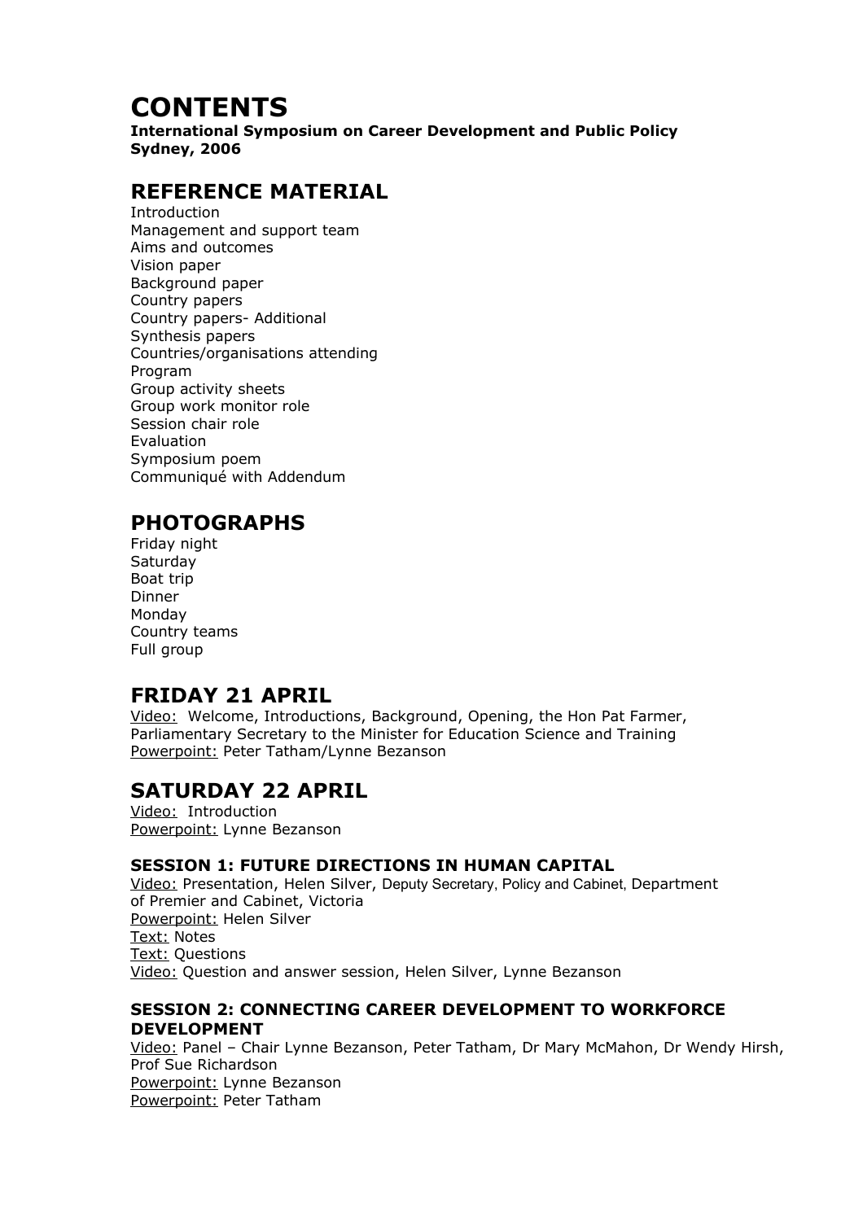# CONTENTS

**International Symposium on Career Development and Public Policy**
**Sydney, 2006**

## REFERENCE MATERIAL

Introduction
Management and support team
Aims and outcomes
Vision paper
Background paper
Country papers
Country papers- Additional
Synthesis papers
Countries/organisations attending
Program
Group activity sheets
Group work monitor role
Session chair role
Evaluation
Symposium poem
Communiqué with Addendum

## PHOTOGRAPHS

Friday night
Saturday
Boat trip
Dinner
Monday
Country teams
Full group

## FRIDAY 21 APRIL

Video: Welcome, Introductions, Background, Opening, the Hon Pat Farmer, Parliamentary Secretary to the Minister for Education Science and Training
Powerpoint: Peter Tatham/Lynne Bezanson

## SATURDAY 22 APRIL

Video: Introduction
Powerpoint: Lynne Bezanson

### SESSION 1: FUTURE DIRECTIONS IN HUMAN CAPITAL

Video: Presentation, Helen Silver, Deputy Secretary, Policy and Cabinet, Department of Premier and Cabinet, Victoria
Powerpoint: Helen Silver
Text: Notes
Text: Questions
Video: Question and answer session, Helen Silver, Lynne Bezanson

### SESSION 2: CONNECTING CAREER DEVELOPMENT TO WORKFORCE DEVELOPMENT

Video: Panel – Chair Lynne Bezanson, Peter Tatham, Dr Mary McMahon, Dr Wendy Hirsh, Prof Sue Richardson
Powerpoint: Lynne Bezanson
Powerpoint: Peter Tatham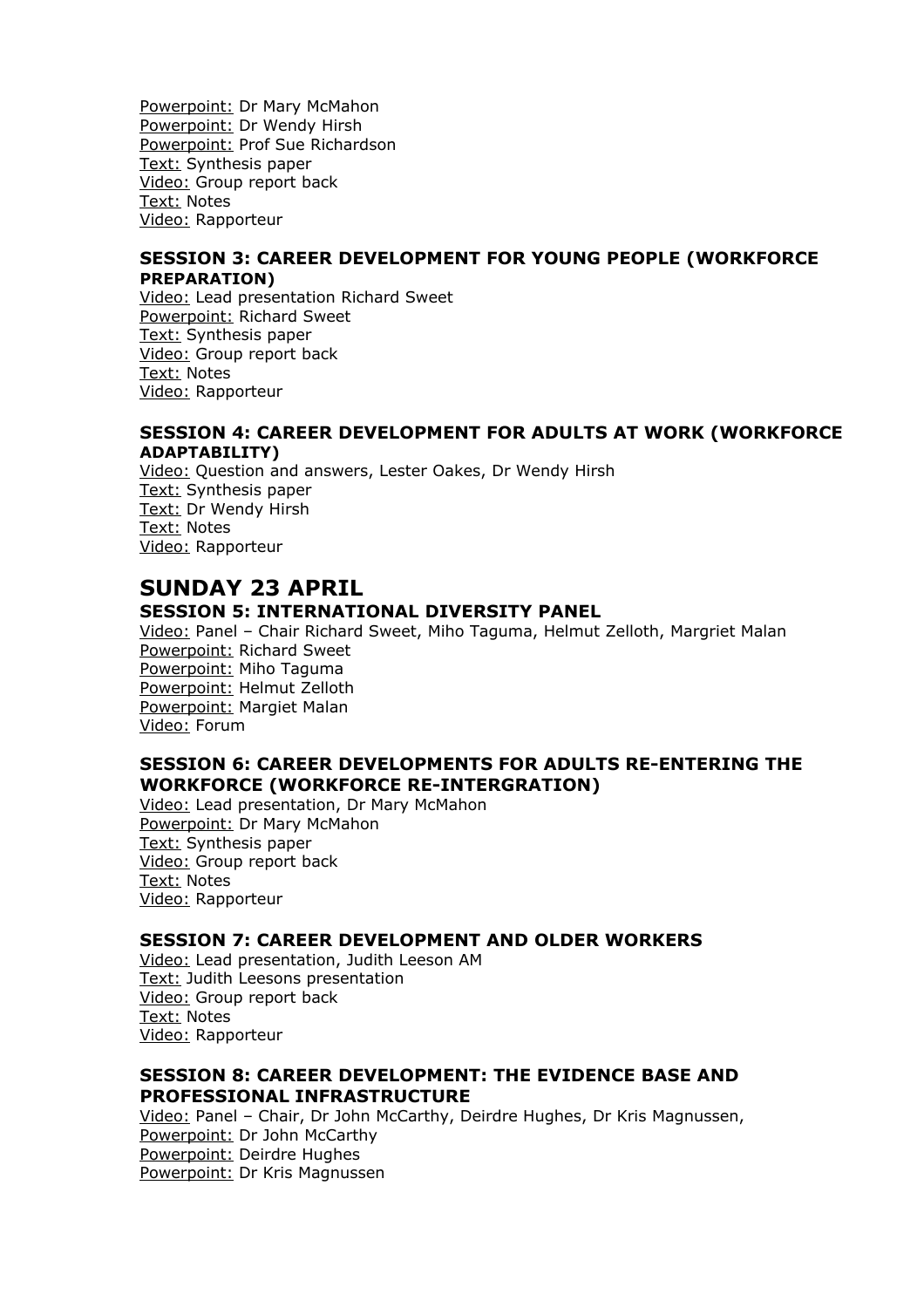Powerpoint: Dr Mary McMahon
Powerpoint: Dr Wendy Hirsh
Powerpoint: Prof Sue Richardson
Text: Synthesis paper
Video: Group report back
Text: Notes
Video: Rapporteur

### SESSION 3: CAREER DEVELOPMENT FOR YOUNG PEOPLE (WORKFORCE PREPARATION)

Video: Lead presentation Richard Sweet
Powerpoint: Richard Sweet
Text: Synthesis paper
Video: Group report back
Text: Notes
Video: Rapporteur

### SESSION 4: CAREER DEVELOPMENT FOR ADULTS AT WORK (WORKFORCE ADAPTABILITY)

Video: Question and answers, Lester Oakes, Dr Wendy Hirsh
Text: Synthesis paper
Text: Dr Wendy Hirsh
Text: Notes
Video: Rapporteur

## SUNDAY 23 APRIL

### SESSION 5: INTERNATIONAL DIVERSITY PANEL

Video: Panel – Chair Richard Sweet, Miho Taguma, Helmut Zelloth, Margriet Malan
Powerpoint: Richard Sweet
Powerpoint: Miho Taguma
Powerpoint: Helmut Zelloth
Powerpoint: Margiet Malan
Video: Forum

### SESSION 6: CAREER DEVELOPMENTS FOR ADULTS RE-ENTERING THE WORKFORCE (WORKFORCE RE-INTERGRATION)

Video: Lead presentation, Dr Mary McMahon
Powerpoint: Dr Mary McMahon
Text: Synthesis paper
Video: Group report back
Text: Notes
Video: Rapporteur

### SESSION 7: CAREER DEVELOPMENT AND OLDER WORKERS

Video: Lead presentation, Judith Leeson AM
Text: Judith Leesons presentation
Video: Group report back
Text: Notes
Video: Rapporteur

### SESSION 8: CAREER DEVELOPMENT: THE EVIDENCE BASE AND PROFESSIONAL INFRASTRUCTURE

Video: Panel – Chair, Dr John McCarthy, Deirdre Hughes, Dr Kris Magnussen,
Powerpoint: Dr John McCarthy
Powerpoint: Deirdre Hughes
Powerpoint: Dr Kris Magnussen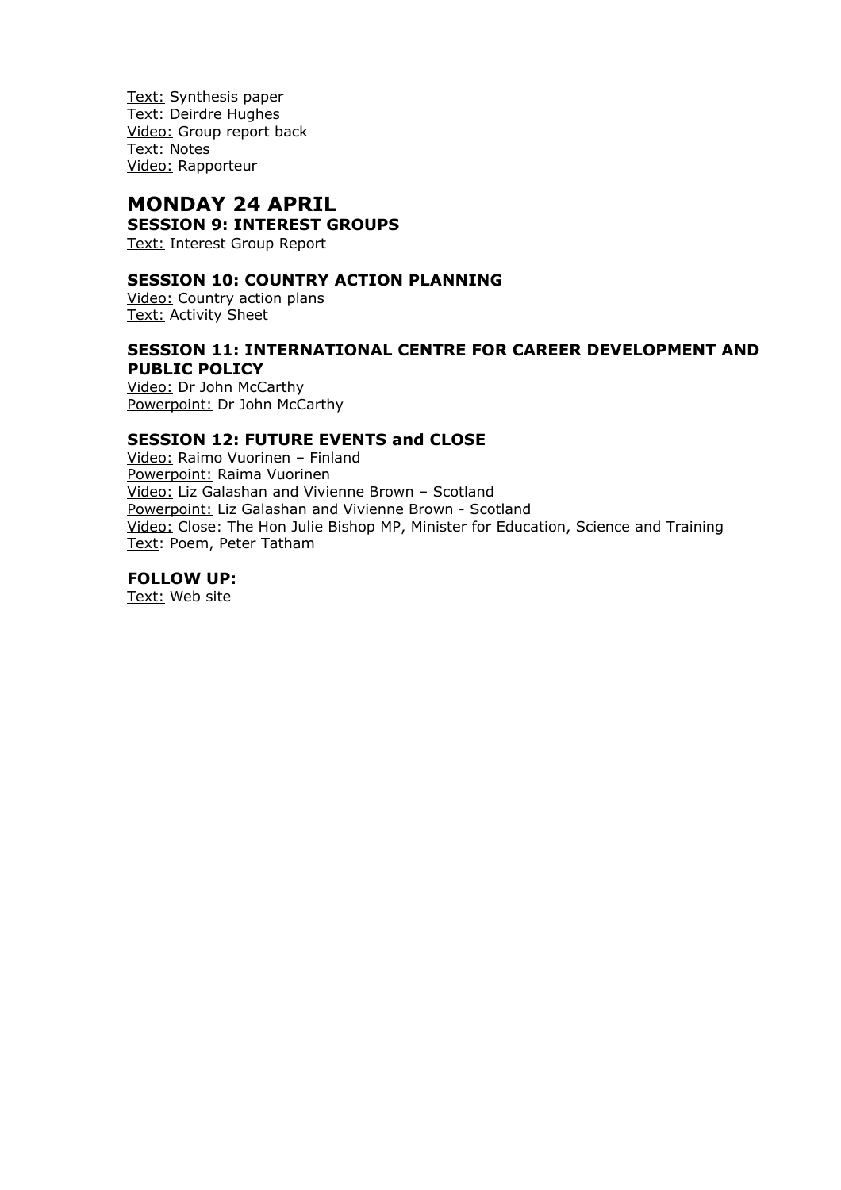Text: Synthesis paper
Text: Deirdre Hughes
Video: Group report back
Text: Notes
Video: Rapporteur

# MONDAY 24 APRIL

## SESSION 9: INTEREST GROUPS

Text: Interest Group Report

## SESSION 10: COUNTRY ACTION PLANNING

Video: Country action plans
Text: Activity Sheet

## SESSION 11: INTERNATIONAL CENTRE FOR CAREER DEVELOPMENT AND PUBLIC POLICY

Video: Dr John McCarthy
Powerpoint: Dr John McCarthy

## SESSION 12: FUTURE EVENTS and CLOSE

Video: Raimo Vuorinen – Finland
Powerpoint: Raima Vuorinen
Video: Liz Galashan and Vivienne Brown – Scotland
Powerpoint: Liz Galashan and Vivienne Brown - Scotland
Video: Close: The Hon Julie Bishop MP, Minister for Education, Science and Training
Text: Poem, Peter Tatham

## FOLLOW UP:

Text: Web site